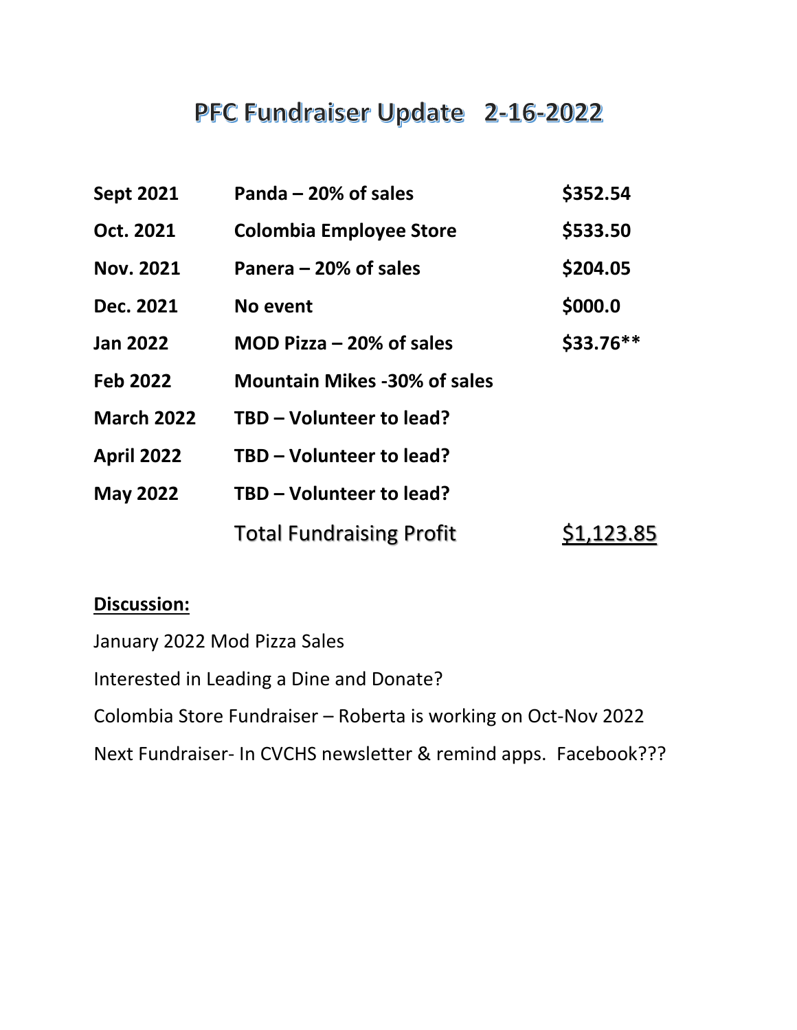# PFC Fundraiser Update 2-16-2022

| | | |
|---|---|---|
| **Sept 2021** | **Panda – 20% of sales** | **$352.54** |
| **Oct. 2021** | **Colombia Employee Store** | **$533.50** |
| **Nov. 2021** | **Panera – 20% of sales** | **$204.05** |
| **Dec. 2021** | **No event** | **$000.0** |
| **Jan 2022** | **MOD Pizza – 20% of sales** | **$33.76**** |
| **Feb 2022** | **Mountain Mikes -30% of sales** | |
| **March 2022** | **TBD – Volunteer to lead?** | |
| **April 2022** | **TBD – Volunteer to lead?** | |
| **May 2022** | **TBD – Volunteer to lead?** | |
| | Total Fundraising Profit | $1,123.85 |

**Discussion:**

January 2022 Mod Pizza Sales

Interested in Leading a Dine and Donate?

Colombia Store Fundraiser – Roberta is working on Oct-Nov 2022

Next Fundraiser- In CVCHS newsletter & remind apps. Facebook???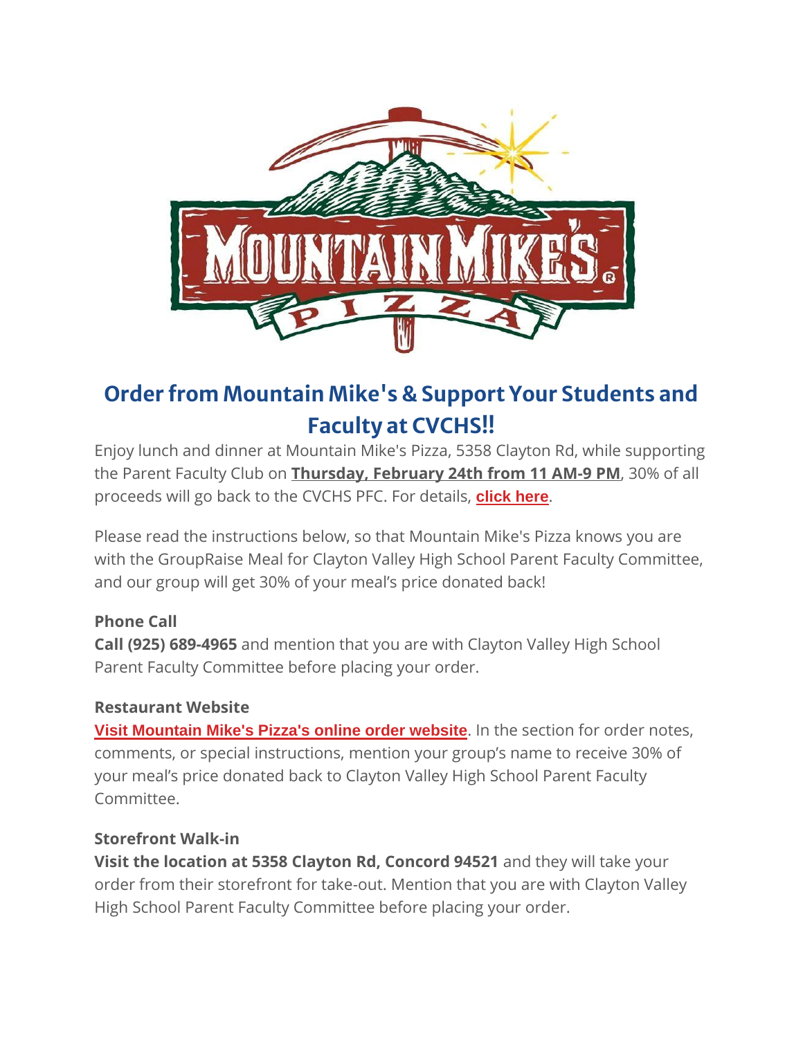## Order from Mountain Mike's & Support Your Students and Faculty at CVCHS!!

Enjoy lunch and dinner at Mountain Mike's Pizza, 5358 Clayton Rd, while supporting the Parent Faculty Club on **Thursday, February 24th from 11 AM-9 PM**, 30% of all proceeds will go back to the CVCHS PFC. For details, **click here**.

Please read the instructions below, so that Mountain Mike's Pizza knows you are with the GroupRaise Meal for Clayton Valley High School Parent Faculty Committee, and our group will get 30% of your meal's price donated back!

**Phone Call**

**Call (925) 689-4965** and mention that you are with Clayton Valley High School Parent Faculty Committee before placing your order.

**Restaurant Website**

**Visit Mountain Mike's Pizza's online order website**. In the section for order notes, comments, or special instructions, mention your group's name to receive 30% of your meal's price donated back to Clayton Valley High School Parent Faculty Committee.

**Storefront Walk-in**

**Visit the location at 5358 Clayton Rd, Concord 94521** and they will take your order from their storefront for take-out. Mention that you are with Clayton Valley High School Parent Faculty Committee before placing your order.